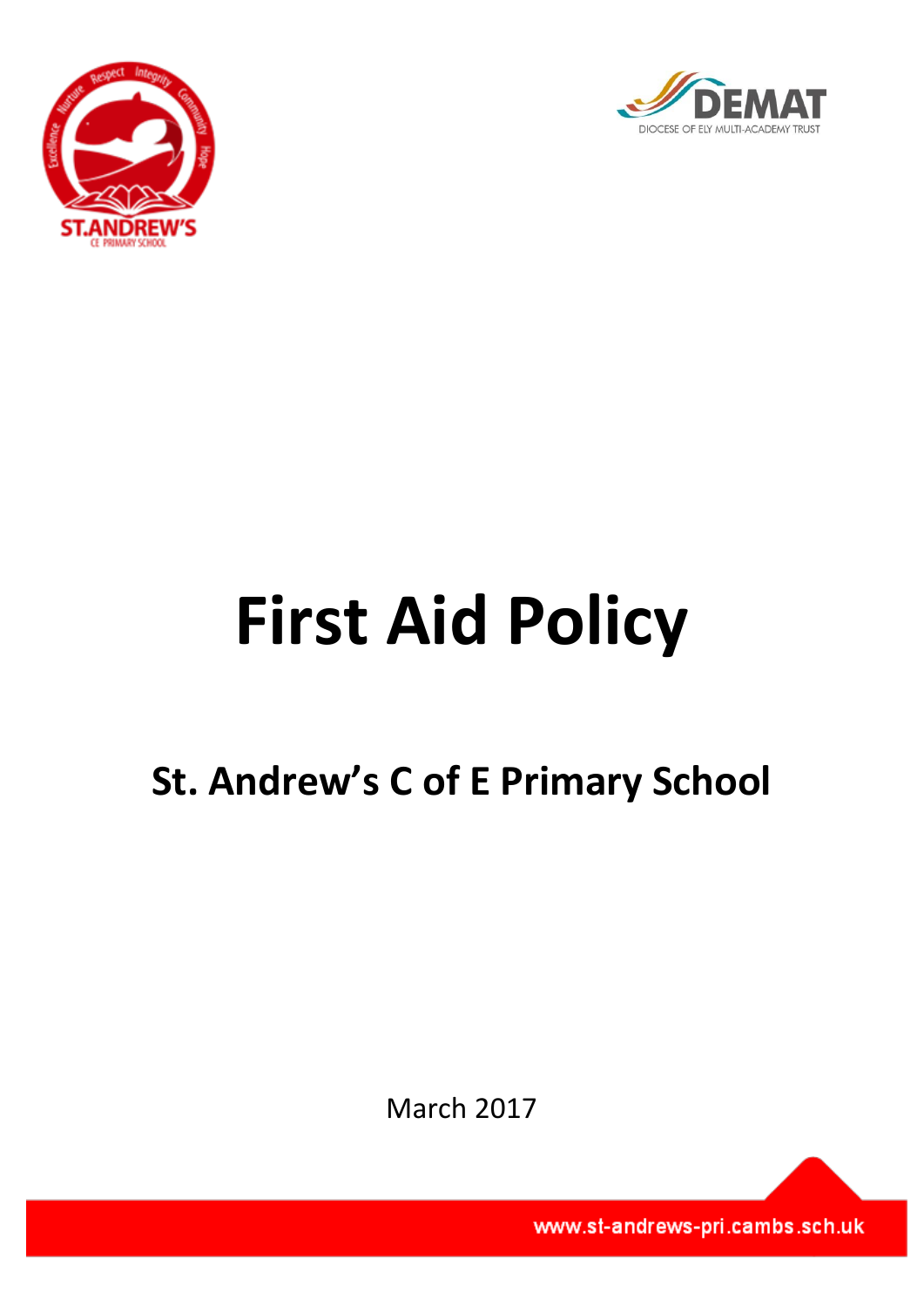# First Aid Policy

## St. Andrew's C of E Primary School

March 2017

www.st-andrews-pri.cambs.sch.uk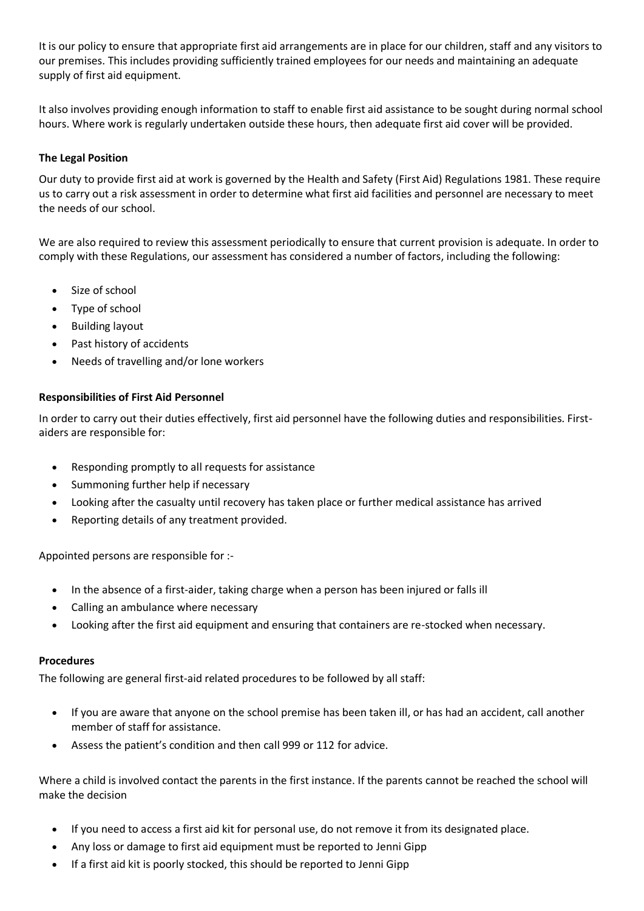It is our policy to ensure that appropriate first aid arrangements are in place for our children, staff and any visitors to our premises. This includes providing sufficiently trained employees for our needs and maintaining an adequate supply of first aid equipment.

It also involves providing enough information to staff to enable first aid assistance to be sought during normal school hours. Where work is regularly undertaken outside these hours, then adequate first aid cover will be provided.

**The Legal Position**

Our duty to provide first aid at work is governed by the Health and Safety (First Aid) Regulations 1981. These require us to carry out a risk assessment in order to determine what first aid facilities and personnel are necessary to meet the needs of our school.

We are also required to review this assessment periodically to ensure that current provision is adequate. In order to comply with these Regulations, our assessment has considered a number of factors, including the following:

- Size of school
- Type of school
- Building layout
- Past history of accidents
- Needs of travelling and/or lone workers

**Responsibilities of First Aid Personnel**

In order to carry out their duties effectively, first aid personnel have the following duties and responsibilities. First-aiders are responsible for:

- Responding promptly to all requests for assistance
- Summoning further help if necessary
- Looking after the casualty until recovery has taken place or further medical assistance has arrived
- Reporting details of any treatment provided.

Appointed persons are responsible for :-

- In the absence of a first-aider, taking charge when a person has been injured or falls ill
- Calling an ambulance where necessary
- Looking after the first aid equipment and ensuring that containers are re-stocked when necessary.

**Procedures**

The following are general first-aid related procedures to be followed by all staff:

- If you are aware that anyone on the school premise has been taken ill, or has had an accident, call another member of staff for assistance.
- Assess the patient's condition and then call 999 or 112 for advice.

Where a child is involved contact the parents in the first instance. If the parents cannot be reached the school will make the decision

- If you need to access a first aid kit for personal use, do not remove it from its designated place.
- Any loss or damage to first aid equipment must be reported to Jenni Gipp
- If a first aid kit is poorly stocked, this should be reported to Jenni Gipp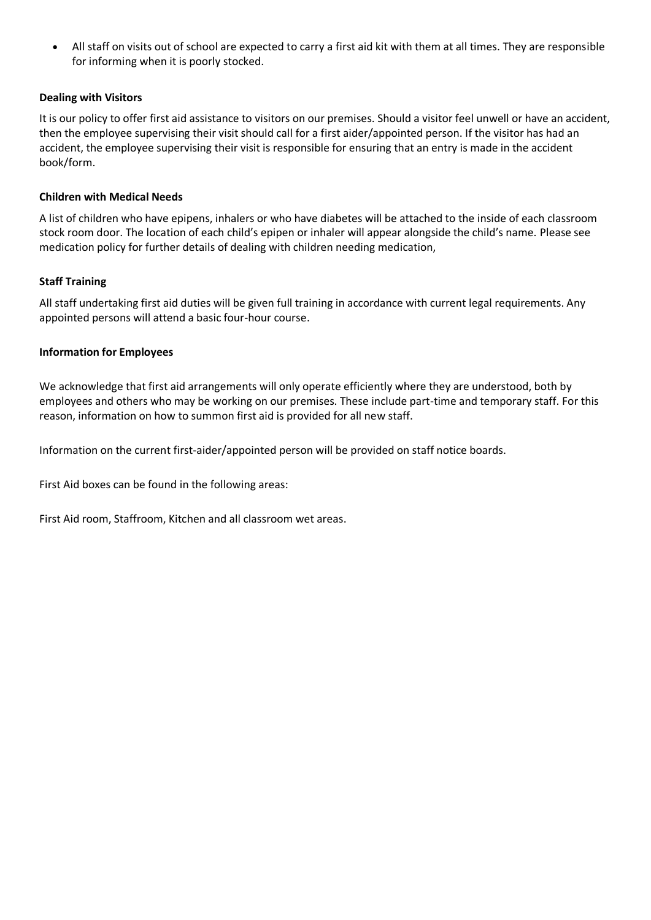- All staff on visits out of school are expected to carry a first aid kit with them at all times. They are responsible for informing when it is poorly stocked.

**Dealing with Visitors**

It is our policy to offer first aid assistance to visitors on our premises. Should a visitor feel unwell or have an accident, then the employee supervising their visit should call for a first aider/appointed person. If the visitor has had an accident, the employee supervising their visit is responsible for ensuring that an entry is made in the accident book/form.

**Children with Medical Needs**

A list of children who have epipens, inhalers or who have diabetes will be attached to the inside of each classroom stock room door. The location of each child's epipen or inhaler will appear alongside the child's name. Please see medication policy for further details of dealing with children needing medication,

**Staff Training**

All staff undertaking first aid duties will be given full training in accordance with current legal requirements. Any appointed persons will attend a basic four-hour course.

**Information for Employees**

We acknowledge that first aid arrangements will only operate efficiently where they are understood, both by employees and others who may be working on our premises. These include part-time and temporary staff. For this reason, information on how to summon first aid is provided for all new staff.

Information on the current first-aider/appointed person will be provided on staff notice boards.

First Aid boxes can be found in the following areas:

First Aid room, Staffroom, Kitchen and all classroom wet areas.